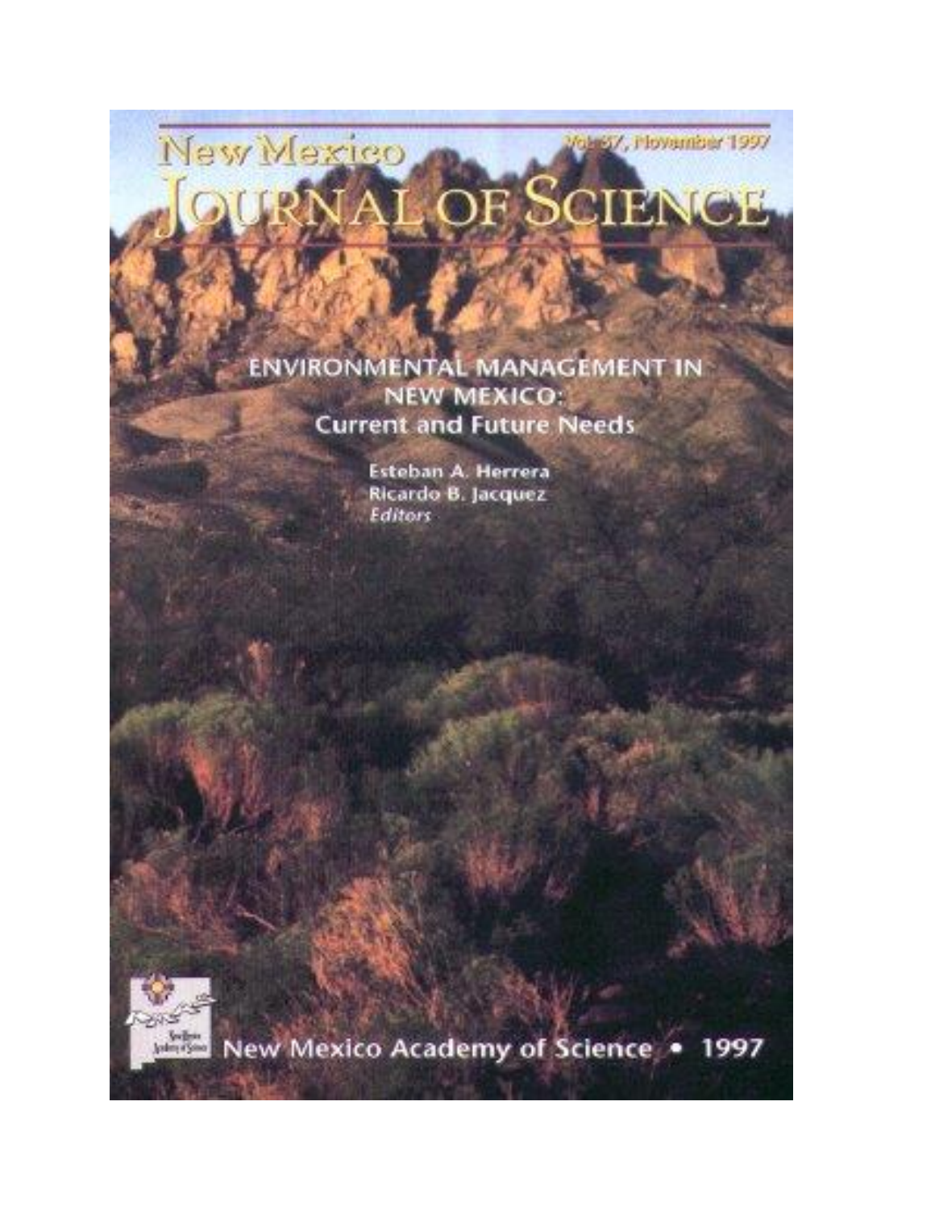# New Mexico Journal of Science

Vol. 37, November 1997

## ENVIRONMENTAL MANAGEMENT IN NEW MEXICO: Current and Future Needs

Esteban A. Herrera
Ricardo B. Jacquez
*Editors*

New Mexico Academy of Science • 1997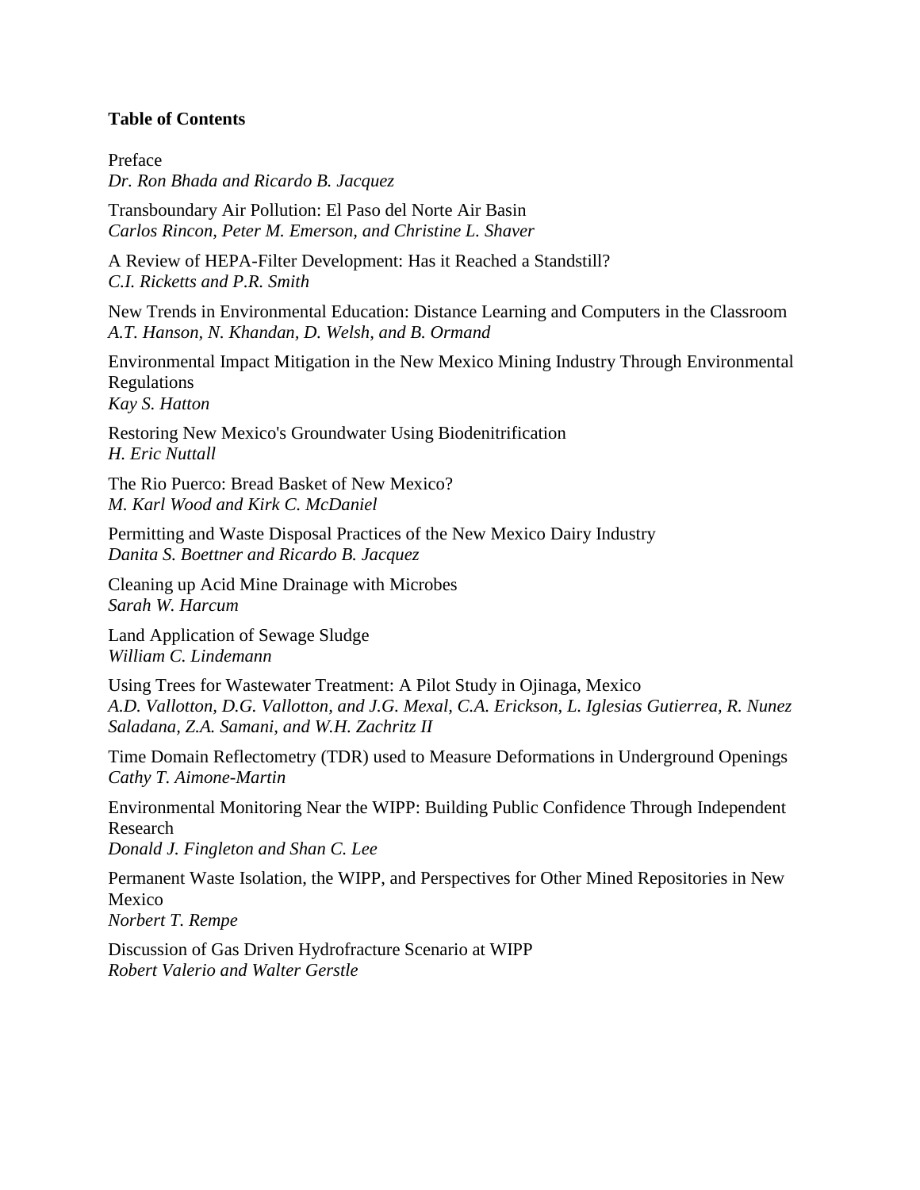**Table of Contents**

Preface
*Dr. Ron Bhada and Ricardo B. Jacquez*

Transboundary Air Pollution: El Paso del Norte Air Basin
*Carlos Rincon, Peter M. Emerson, and Christine L. Shaver*

A Review of HEPA-Filter Development: Has it Reached a Standstill?
*C.I. Ricketts and P.R. Smith*

New Trends in Environmental Education: Distance Learning and Computers in the Classroom
*A.T. Hanson, N. Khandan, D. Welsh, and B. Ormand*

Environmental Impact Mitigation in the New Mexico Mining Industry Through Environmental Regulations
*Kay S. Hatton*

Restoring New Mexico's Groundwater Using Biodenitrification
*H. Eric Nuttall*

The Rio Puerco: Bread Basket of New Mexico?
*M. Karl Wood and Kirk C. McDaniel*

Permitting and Waste Disposal Practices of the New Mexico Dairy Industry
*Danita S. Boettner and Ricardo B. Jacquez*

Cleaning up Acid Mine Drainage with Microbes
*Sarah W. Harcum*

Land Application of Sewage Sludge
*William C. Lindemann*

Using Trees for Wastewater Treatment: A Pilot Study in Ojinaga, Mexico
*A.D. Vallotton, D.G. Vallotton, and J.G. Mexal, C.A. Erickson, L. Iglesias Gutierrea, R. Nunez Saladana, Z.A. Samani, and W.H. Zachritz II*

Time Domain Reflectometry (TDR) used to Measure Deformations in Underground Openings
*Cathy T. Aimone-Martin*

Environmental Monitoring Near the WIPP: Building Public Confidence Through Independent Research
*Donald J. Fingleton and Shan C. Lee*

Permanent Waste Isolation, the WIPP, and Perspectives for Other Mined Repositories in New Mexico
*Norbert T. Rempe*

Discussion of Gas Driven Hydrofracture Scenario at WIPP
*Robert Valerio and Walter Gerstle*